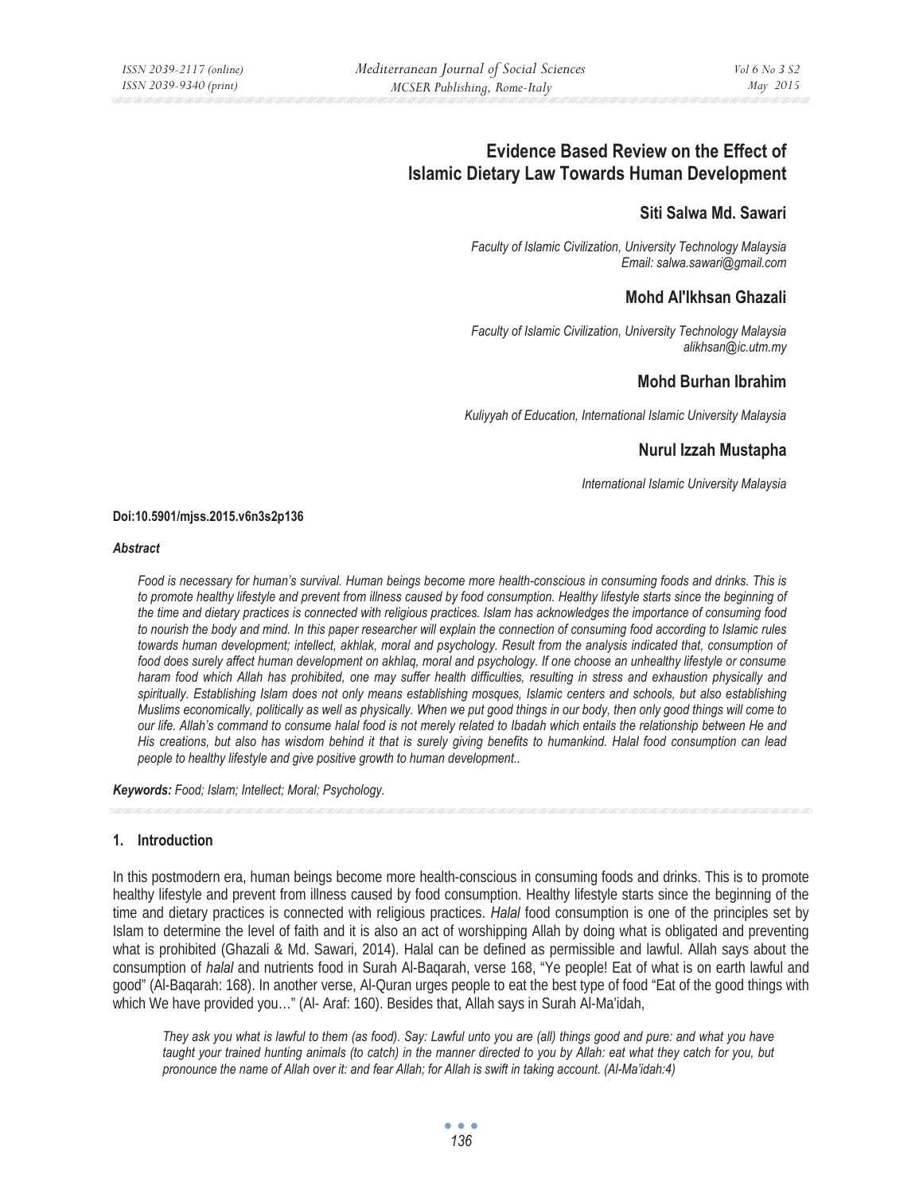# Evidence Based Review on the Effect of Islamic Dietary Law Towards Human Development

## Siti Salwa Md. Sawari

*Faculty of Islamic Civilization, University Technology Malaysia*
*Email: salwa.sawari@gmail.com*

## Mohd Al'Ikhsan Ghazali

*Faculty of Islamic Civilization, University Technology Malaysia*
*alikhsan@ic.utm.my*

## Mohd Burhan Ibrahim

*Kuliyyah of Education, International Islamic University Malaysia*

## Nurul Izzah Mustapha

*International Islamic University Malaysia*

**Doi:10.5901/mjss.2015.v6n3s2p136**

***Abstract***

*Food is necessary for human's survival. Human beings become more health-conscious in consuming foods and drinks. This is to promote healthy lifestyle and prevent from illness caused by food consumption. Healthy lifestyle starts since the beginning of the time and dietary practices is connected with religious practices. Islam has acknowledges the importance of consuming food to nourish the body and mind. In this paper researcher will explain the connection of consuming food according to Islamic rules towards human development; intellect, akhlak, moral and psychology. Result from the analysis indicated that, consumption of food does surely affect human development on akhlaq, moral and psychology. If one choose an unhealthy lifestyle or consume haram food which Allah has prohibited, one may suffer health difficulties, resulting in stress and exhaustion physically and spiritually. Establishing Islam does not only means establishing mosques, Islamic centers and schools, but also establishing Muslims economically, politically as well as physically. When we put good things in our body, then only good things will come to our life. Allah's command to consume halal food is not merely related to Ibadah which entails the relationship between He and His creations, but also has wisdom behind it that is surely giving benefits to humankind. Halal food consumption can lead people to healthy lifestyle and give positive growth to human development..*

***Keywords:*** *Food; Islam; Intellect; Moral; Psychology.*

## 1. Introduction

In this postmodern era, human beings become more health-conscious in consuming foods and drinks. This is to promote healthy lifestyle and prevent from illness caused by food consumption. Healthy lifestyle starts since the beginning of the time and dietary practices is connected with religious practices. *Halal* food consumption is one of the principles set by Islam to determine the level of faith and it is also an act of worshipping Allah by doing what is obligated and preventing what is prohibited (Ghazali & Md. Sawari, 2014). Halal can be defined as permissible and lawful. Allah says about the consumption of *halal* and nutrients food in Surah Al-Baqarah, verse 168, "Ye people! Eat of what is on earth lawful and good" (Al-Baqarah: 168). In another verse, Al-Quran urges people to eat the best type of food "Eat of the good things with which We have provided you…" (Al- Araf: 160). Besides that, Allah says in Surah Al-Ma'idah,

> *They ask you what is lawful to them (as food). Say: Lawful unto you are (all) things good and pure: and what you have taught your trained hunting animals (to catch) in the manner directed to you by Allah: eat what they catch for you, but pronounce the name of Allah over it: and fear Allah; for Allah is swift in taking account. (Al-Ma'idah:4)*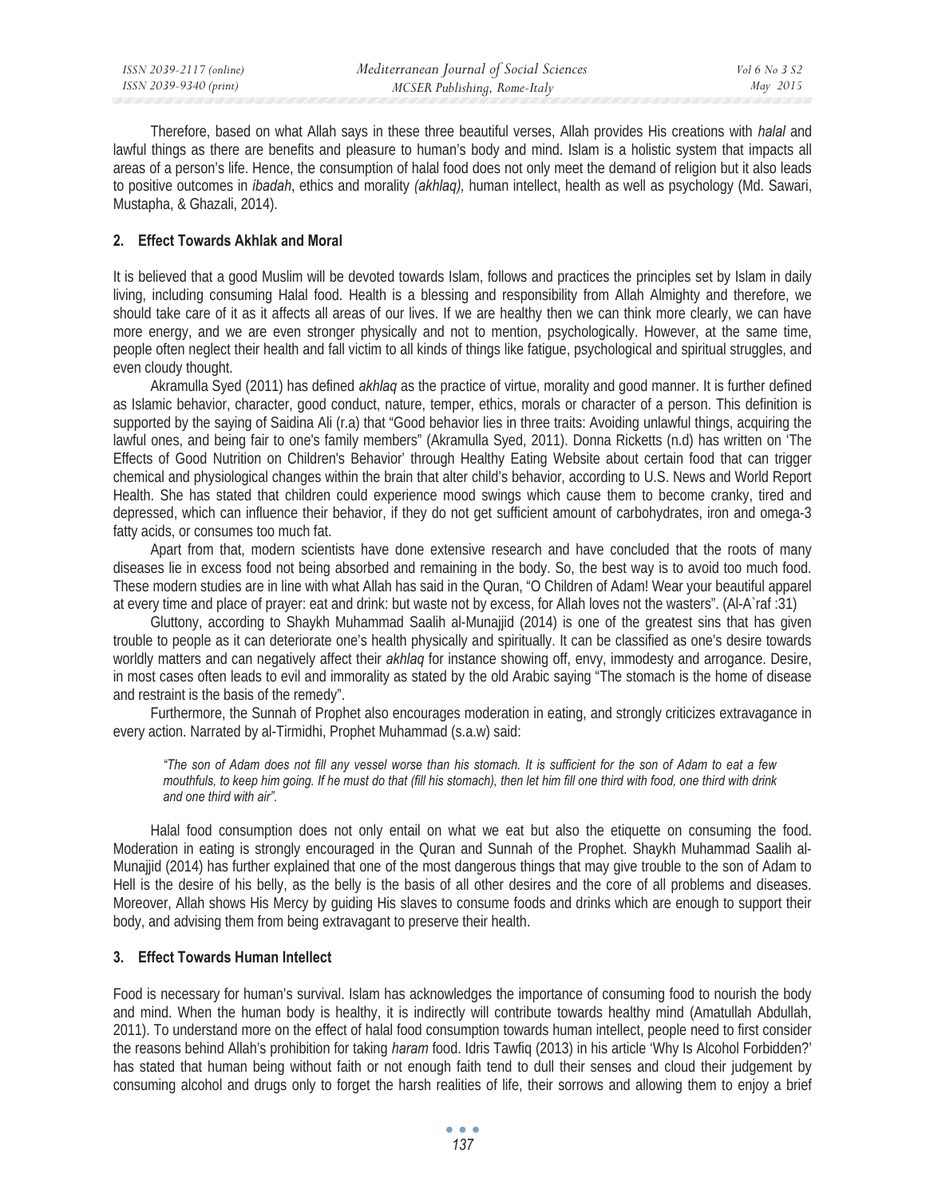Therefore, based on what Allah says in these three beautiful verses, Allah provides His creations with *halal* and lawful things as there are benefits and pleasure to human's body and mind. Islam is a holistic system that impacts all areas of a person's life. Hence, the consumption of halal food does not only meet the demand of religion but it also leads to positive outcomes in *ibadah*, ethics and morality *(akhlaq)*, human intellect, health as well as psychology (Md. Sawari, Mustapha, & Ghazali, 2014).

## 2. Effect Towards Akhlak and Moral

It is believed that a good Muslim will be devoted towards Islam, follows and practices the principles set by Islam in daily living, including consuming Halal food. Health is a blessing and responsibility from Allah Almighty and therefore, we should take care of it as it affects all areas of our lives. If we are healthy then we can think more clearly, we can have more energy, and we are even stronger physically and not to mention, psychologically. However, at the same time, people often neglect their health and fall victim to all kinds of things like fatigue, psychological and spiritual struggles, and even cloudy thought.

Akramulla Syed (2011) has defined *akhlaq* as the practice of virtue, morality and good manner. It is further defined as Islamic behavior, character, good conduct, nature, temper, ethics, morals or character of a person. This definition is supported by the saying of Saidina Ali (r.a) that "Good behavior lies in three traits: Avoiding unlawful things, acquiring the lawful ones, and being fair to one's family members" (Akramulla Syed, 2011). Donna Ricketts (n.d) has written on 'The Effects of Good Nutrition on Children's Behavior' through Healthy Eating Website about certain food that can trigger chemical and physiological changes within the brain that alter child's behavior, according to U.S. News and World Report Health. She has stated that children could experience mood swings which cause them to become cranky, tired and depressed, which can influence their behavior, if they do not get sufficient amount of carbohydrates, iron and omega-3 fatty acids, or consumes too much fat.

Apart from that, modern scientists have done extensive research and have concluded that the roots of many diseases lie in excess food not being absorbed and remaining in the body. So, the best way is to avoid too much food. These modern studies are in line with what Allah has said in the Quran, "O Children of Adam! Wear your beautiful apparel at every time and place of prayer: eat and drink: but waste not by excess, for Allah loves not the wasters". (Al-A`raf :31)

Gluttony, according to Shaykh Muhammad Saalih al-Munajjid (2014) is one of the greatest sins that has given trouble to people as it can deteriorate one's health physically and spiritually. It can be classified as one's desire towards worldly matters and can negatively affect their *akhlaq* for instance showing off, envy, immodesty and arrogance. Desire, in most cases often leads to evil and immorality as stated by the old Arabic saying "The stomach is the home of disease and restraint is the basis of the remedy".

Furthermore, the Sunnah of Prophet also encourages moderation in eating, and strongly criticizes extravagance in every action. Narrated by al-Tirmidhi, Prophet Muhammad (s.a.w) said:

> *"The son of Adam does not fill any vessel worse than his stomach. It is sufficient for the son of Adam to eat a few mouthfuls, to keep him going. If he must do that (fill his stomach), then let him fill one third with food, one third with drink and one third with air".*

Halal food consumption does not only entail on what we eat but also the etiquette on consuming the food. Moderation in eating is strongly encouraged in the Quran and Sunnah of the Prophet. Shaykh Muhammad Saalih al-Munajjid (2014) has further explained that one of the most dangerous things that may give trouble to the son of Adam to Hell is the desire of his belly, as the belly is the basis of all other desires and the core of all problems and diseases. Moreover, Allah shows His Mercy by guiding His slaves to consume foods and drinks which are enough to support their body, and advising them from being extravagant to preserve their health.

## 3. Effect Towards Human Intellect

Food is necessary for human's survival. Islam has acknowledges the importance of consuming food to nourish the body and mind. When the human body is healthy, it is indirectly will contribute towards healthy mind (Amatullah Abdullah, 2011). To understand more on the effect of halal food consumption towards human intellect, people need to first consider the reasons behind Allah's prohibition for taking *haram* food. Idris Tawfiq (2013) in his article 'Why Is Alcohol Forbidden?' has stated that human being without faith or not enough faith tend to dull their senses and cloud their judgement by consuming alcohol and drugs only to forget the harsh realities of life, their sorrows and allowing them to enjoy a brief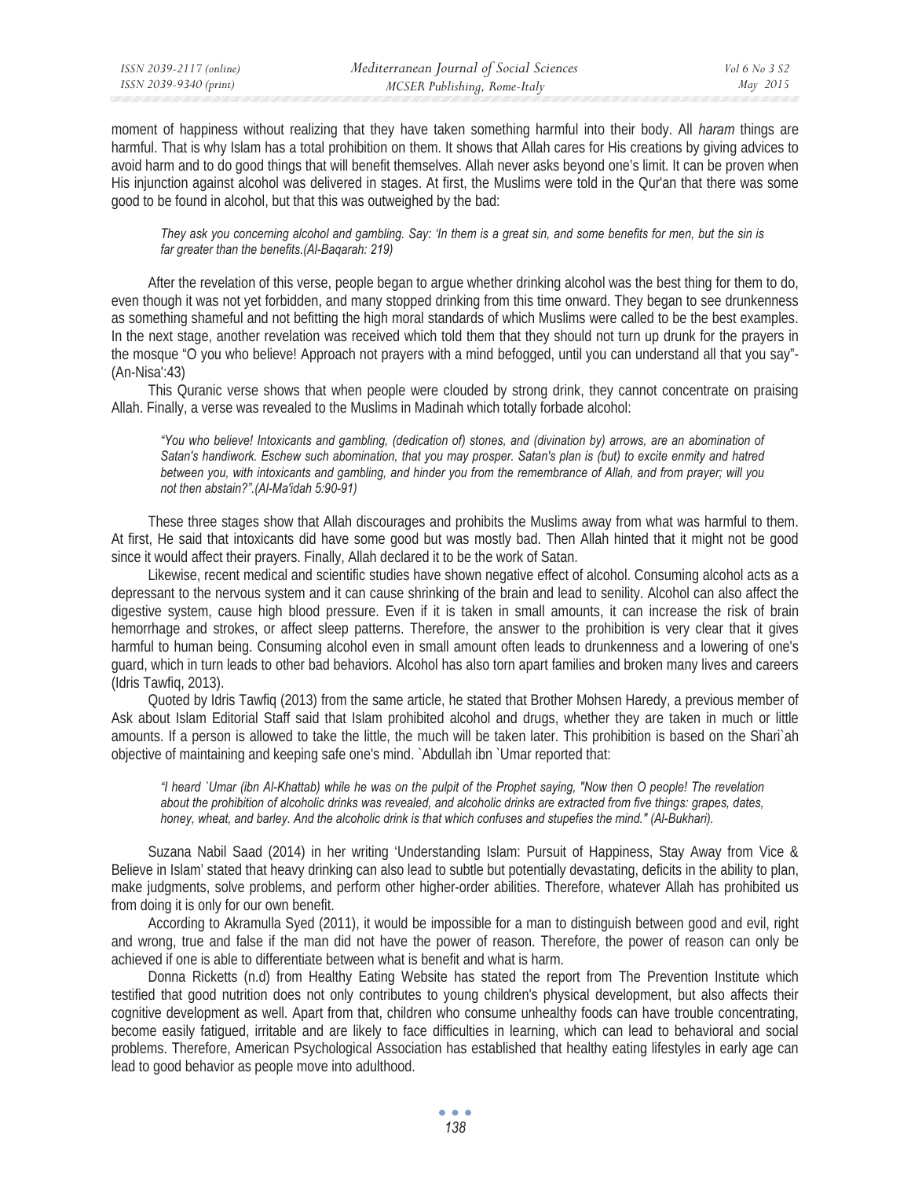moment of happiness without realizing that they have taken something harmful into their body. All *haram* things are harmful. That is why Islam has a total prohibition on them. It shows that Allah cares for His creations by giving advices to avoid harm and to do good things that will benefit themselves. Allah never asks beyond one's limit. It can be proven when His injunction against alcohol was delivered in stages. At first, the Muslims were told in the Qur'an that there was some good to be found in alcohol, but that this was outweighed by the bad:

> *They ask you concerning alcohol and gambling. Say: 'In them is a great sin, and some benefits for men, but the sin is far greater than the benefits.(Al-Baqarah: 219)*

After the revelation of this verse, people began to argue whether drinking alcohol was the best thing for them to do, even though it was not yet forbidden, and many stopped drinking from this time onward. They began to see drunkenness as something shameful and not befitting the high moral standards of which Muslims were called to be the best examples. In the next stage, another revelation was received which told them that they should not turn up drunk for the prayers in the mosque "O you who believe! Approach not prayers with a mind befogged, until you can understand all that you say"- (An-Nisa':43)

This Quranic verse shows that when people were clouded by strong drink, they cannot concentrate on praising Allah. Finally, a verse was revealed to the Muslims in Madinah which totally forbade alcohol:

> *"You who believe! Intoxicants and gambling, (dedication of) stones, and (divination by) arrows, are an abomination of Satan's handiwork. Eschew such abomination, that you may prosper. Satan's plan is (but) to excite enmity and hatred between you, with intoxicants and gambling, and hinder you from the remembrance of Allah, and from prayer; will you not then abstain?".(Al-Ma'idah 5:90-91)*

These three stages show that Allah discourages and prohibits the Muslims away from what was harmful to them. At first, He said that intoxicants did have some good but was mostly bad. Then Allah hinted that it might not be good since it would affect their prayers. Finally, Allah declared it to be the work of Satan.

Likewise, recent medical and scientific studies have shown negative effect of alcohol. Consuming alcohol acts as a depressant to the nervous system and it can cause shrinking of the brain and lead to senility. Alcohol can also affect the digestive system, cause high blood pressure. Even if it is taken in small amounts, it can increase the risk of brain hemorrhage and strokes, or affect sleep patterns. Therefore, the answer to the prohibition is very clear that it gives harmful to human being. Consuming alcohol even in small amount often leads to drunkenness and a lowering of one's guard, which in turn leads to other bad behaviors. Alcohol has also torn apart families and broken many lives and careers (Idris Tawfiq, 2013).

Quoted by Idris Tawfiq (2013) from the same article, he stated that Brother Mohsen Haredy, a previous member of Ask about Islam Editorial Staff said that Islam prohibited alcohol and drugs, whether they are taken in much or little amounts. If a person is allowed to take the little, the much will be taken later. This prohibition is based on the Shari`ah objective of maintaining and keeping safe one's mind. `Abdullah ibn `Umar reported that:

> *"I heard `Umar (ibn Al-Khattab) while he was on the pulpit of the Prophet saying, "Now then O people! The revelation about the prohibition of alcoholic drinks was revealed, and alcoholic drinks are extracted from five things: grapes, dates, honey, wheat, and barley. And the alcoholic drink is that which confuses and stupefies the mind." (Al-Bukhari).*

Suzana Nabil Saad (2014) in her writing 'Understanding Islam: Pursuit of Happiness, Stay Away from Vice & Believe in Islam' stated that heavy drinking can also lead to subtle but potentially devastating, deficits in the ability to plan, make judgments, solve problems, and perform other higher-order abilities. Therefore, whatever Allah has prohibited us from doing it is only for our own benefit.

According to Akramulla Syed (2011), it would be impossible for a man to distinguish between good and evil, right and wrong, true and false if the man did not have the power of reason. Therefore, the power of reason can only be achieved if one is able to differentiate between what is benefit and what is harm.

Donna Ricketts (n.d) from Healthy Eating Website has stated the report from The Prevention Institute which testified that good nutrition does not only contributes to young children's physical development, but also affects their cognitive development as well. Apart from that, children who consume unhealthy foods can have trouble concentrating, become easily fatigued, irritable and are likely to face difficulties in learning, which can lead to behavioral and social problems. Therefore, American Psychological Association has established that healthy eating lifestyles in early age can lead to good behavior as people move into adulthood.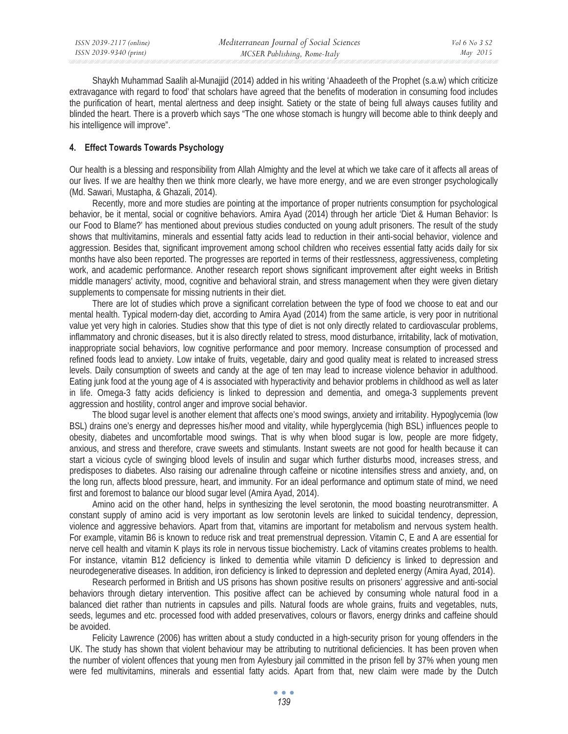Shaykh Muhammad Saalih al-Munajjid (2014) added in his writing 'Ahaadeeth of the Prophet (s.a.w) which criticize extravagance with regard to food' that scholars have agreed that the benefits of moderation in consuming food includes the purification of heart, mental alertness and deep insight. Satiety or the state of being full always causes futility and blinded the heart. There is a proverb which says "The one whose stomach is hungry will become able to think deeply and his intelligence will improve".

## 4. Effect Towards Towards Psychology

Our health is a blessing and responsibility from Allah Almighty and the level at which we take care of it affects all areas of our lives. If we are healthy then we think more clearly, we have more energy, and we are even stronger psychologically (Md. Sawari, Mustapha, & Ghazali, 2014).

Recently, more and more studies are pointing at the importance of proper nutrients consumption for psychological behavior, be it mental, social or cognitive behaviors. Amira Ayad (2014) through her article 'Diet & Human Behavior: Is our Food to Blame?' has mentioned about previous studies conducted on young adult prisoners. The result of the study shows that multivitamins, minerals and essential fatty acids lead to reduction in their anti-social behavior, violence and aggression. Besides that, significant improvement among school children who receives essential fatty acids daily for six months have also been reported. The progresses are reported in terms of their restlessness, aggressiveness, completing work, and academic performance. Another research report shows significant improvement after eight weeks in British middle managers' activity, mood, cognitive and behavioral strain, and stress management when they were given dietary supplements to compensate for missing nutrients in their diet.

There are lot of studies which prove a significant correlation between the type of food we choose to eat and our mental health. Typical modern-day diet, according to Amira Ayad (2014) from the same article, is very poor in nutritional value yet very high in calories. Studies show that this type of diet is not only directly related to cardiovascular problems, inflammatory and chronic diseases, but it is also directly related to stress, mood disturbance, irritability, lack of motivation, inappropriate social behaviors, low cognitive performance and poor memory. Increase consumption of processed and refined foods lead to anxiety. Low intake of fruits, vegetable, dairy and good quality meat is related to increased stress levels. Daily consumption of sweets and candy at the age of ten may lead to increase violence behavior in adulthood. Eating junk food at the young age of 4 is associated with hyperactivity and behavior problems in childhood as well as later in life. Omega-3 fatty acids deficiency is linked to depression and dementia, and omega-3 supplements prevent aggression and hostility, control anger and improve social behavior.

The blood sugar level is another element that affects one's mood swings, anxiety and irritability. Hypoglycemia (low BSL) drains one's energy and depresses his/her mood and vitality, while hyperglycemia (high BSL) influences people to obesity, diabetes and uncomfortable mood swings. That is why when blood sugar is low, people are more fidgety, anxious, and stress and therefore, crave sweets and stimulants. Instant sweets are not good for health because it can start a vicious cycle of swinging blood levels of insulin and sugar which further disturbs mood, increases stress, and predisposes to diabetes. Also raising our adrenaline through caffeine or nicotine intensifies stress and anxiety, and, on the long run, affects blood pressure, heart, and immunity. For an ideal performance and optimum state of mind, we need first and foremost to balance our blood sugar level (Amira Ayad, 2014).

Amino acid on the other hand, helps in synthesizing the level serotonin, the mood boasting neurotransmitter. A constant supply of amino acid is very important as low serotonin levels are linked to suicidal tendency, depression, violence and aggressive behaviors. Apart from that, vitamins are important for metabolism and nervous system health. For example, vitamin B6 is known to reduce risk and treat premenstrual depression. Vitamin C, E and A are essential for nerve cell health and vitamin K plays its role in nervous tissue biochemistry. Lack of vitamins creates problems to health. For instance, vitamin B12 deficiency is linked to dementia while vitamin D deficiency is linked to depression and neurodegenerative diseases. In addition, iron deficiency is linked to depression and depleted energy (Amira Ayad, 2014).

Research performed in British and US prisons has shown positive results on prisoners' aggressive and anti-social behaviors through dietary intervention. This positive affect can be achieved by consuming whole natural food in a balanced diet rather than nutrients in capsules and pills. Natural foods are whole grains, fruits and vegetables, nuts, seeds, legumes and etc. processed food with added preservatives, colours or flavors, energy drinks and caffeine should be avoided.

Felicity Lawrence (2006) has written about a study conducted in a high-security prison for young offenders in the UK. The study has shown that violent behaviour may be attributing to nutritional deficiencies. It has been proven when the number of violent offences that young men from Aylesbury jail committed in the prison fell by 37% when young men were fed multivitamins, minerals and essential fatty acids. Apart from that, new claim were made by the Dutch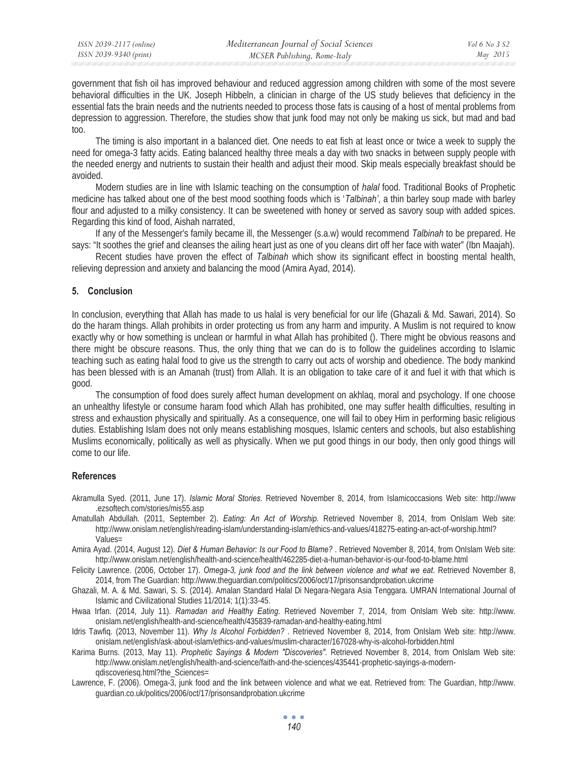government that fish oil has improved behaviour and reduced aggression among children with some of the most severe behavioral difficulties in the UK. Joseph Hibbeln, a clinician in charge of the US study believes that deficiency in the essential fats the brain needs and the nutrients needed to process those fats is causing of a host of mental problems from depression to aggression. Therefore, the studies show that junk food may not only be making us sick, but mad and bad too.

The timing is also important in a balanced diet. One needs to eat fish at least once or twice a week to supply the need for omega-3 fatty acids. Eating balanced healthy three meals a day with two snacks in between supply people with the needed energy and nutrients to sustain their health and adjust their mood. Skip meals especially breakfast should be avoided.

Modern studies are in line with Islamic teaching on the consumption of *halal* food. Traditional Books of Prophetic medicine has talked about one of the best mood soothing foods which is '*Talbinah'*, a thin barley soup made with barley flour and adjusted to a milky consistency. It can be sweetened with honey or served as savory soup with added spices. Regarding this kind of food, Aishah narrated,

If any of the Messenger's family became ill, the Messenger (s.a.w) would recommend *Talbinah* to be prepared. He says: "It soothes the grief and cleanses the ailing heart just as one of you cleans dirt off her face with water" (Ibn Maajah).

Recent studies have proven the effect of *Talbinah* which show its significant effect in boosting mental health, relieving depression and anxiety and balancing the mood (Amira Ayad, 2014).

## 5. Conclusion

In conclusion, everything that Allah has made to us halal is very beneficial for our life (Ghazali & Md. Sawari, 2014). So do the haram things. Allah prohibits in order protecting us from any harm and impurity. A Muslim is not required to know exactly why or how something is unclean or harmful in what Allah has prohibited (). There might be obvious reasons and there might be obscure reasons. Thus, the only thing that we can do is to follow the guidelines according to Islamic teaching such as eating halal food to give us the strength to carry out acts of worship and obedience. The body mankind has been blessed with is an Amanah (trust) from Allah. It is an obligation to take care of it and fuel it with that which is good.

The consumption of food does surely affect human development on akhlaq, moral and psychology. If one choose an unhealthy lifestyle or consume haram food which Allah has prohibited, one may suffer health difficulties, resulting in stress and exhaustion physically and spiritually. As a consequence, one will fail to obey Him in performing basic religious duties. Establishing Islam does not only means establishing mosques, Islamic centers and schools, but also establishing Muslims economically, politically as well as physically. When we put good things in our body, then only good things will come to our life.

## References

Akramulla Syed. (2011, June 17). *Islamic Moral Stories*. Retrieved November 8, 2014, from Islamicoccasions Web site: http://www .ezsoftech.com/stories/mis55.asp

Amatullah Abdullah. (2011, September 2). *Eating: An Act of Worship*. Retrieved November 8, 2014, from OnIslam Web site: http://www.onislam.net/english/reading-islam/understanding-islam/ethics-and-values/418275-eating-an-act-of-worship.html?Values=

Amira Ayad. (2014, August 12). *Diet & Human Behavior: Is our Food to Blame?* . Retrieved November 8, 2014, from OnIslam Web site: http://www.onislam.net/english/health-and-science/health/462285-diet-a-human-behavior-is-our-food-to-blame.html

Felicity Lawrence. (2006, October 17). *Omega-3, junk food and the link between violence and what we eat*. Retrieved November 8, 2014, from The Guardian: http://www.theguardian.com/politics/2006/oct/17/prisonsandprobation.ukcrime

Ghazali, M. A. & Md. Sawari, S. S. (2014). Amalan Standard Halal Di Negara-Negara Asia Tenggara. UMRAN International Journal of Islamic and Civilizational Studies 11/2014; 1(1):33-45.

Hwaa Irfan. (2014, July 11). *Ramadan and Healthy Eating*. Retrieved November 7, 2014, from OnIslam Web site: http://www.onislam.net/english/health-and-science/health/435839-ramadan-and-healthy-eating.html

Idris Tawfiq. (2013, November 11). *Why Is Alcohol Forbidden?* . Retrieved November 8, 2014, from OnIslam Web site: http://www.onislam.net/english/ask-about-islam/ethics-and-values/muslim-character/167028-why-is-alcohol-forbidden.html

Karima Burns. (2013, May 11). *Prophetic Sayings & Modern "Discoveries"*. Retrieved November 8, 2014, from OnIslam Web site: http://www.onislam.net/english/health-and-science/faith-and-the-sciences/435441-prophetic-sayings-a-modern-qdiscoveriesq.html?the_Sciences=

Lawrence, F. (2006). Omega-3, junk food and the link between violence and what we eat. Retrieved from: The Guardian, http://www.guardian.co.uk/politics/2006/oct/17/prisonsandprobation.ukcrime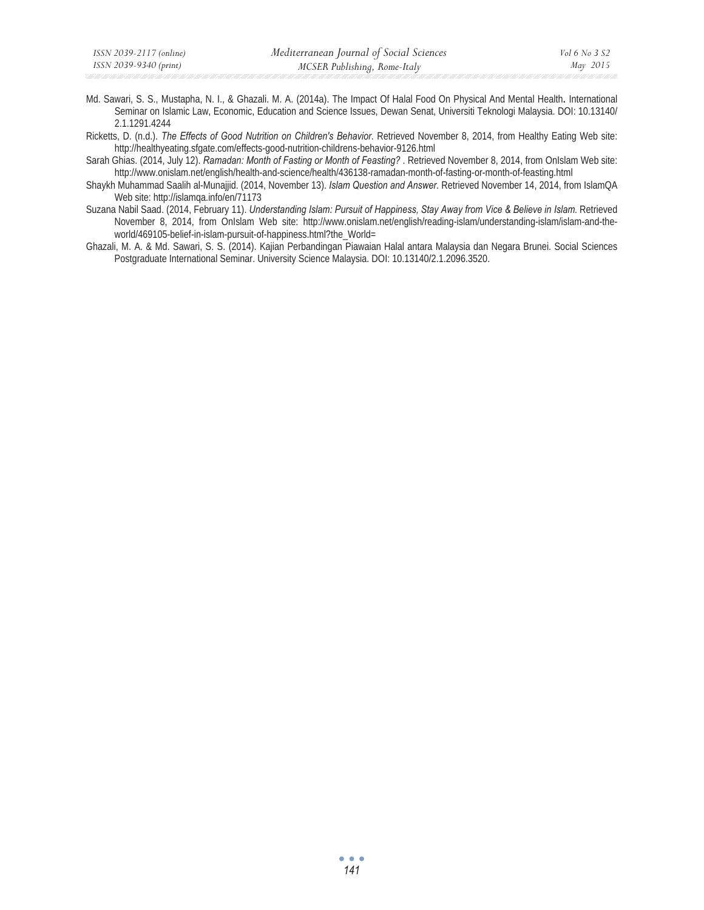Md. Sawari, S. S., Mustapha, N. I., & Ghazali. M. A. (2014a). The Impact Of Halal Food On Physical And Mental Health. International Seminar on Islamic Law, Economic, Education and Science Issues, Dewan Senat, Universiti Teknologi Malaysia. DOI: 10.13140/2.1.1291.4244

Ricketts, D. (n.d.). *The Effects of Good Nutrition on Children's Behavior*. Retrieved November 8, 2014, from Healthy Eating Web site: http://healthyeating.sfgate.com/effects-good-nutrition-childrens-behavior-9126.html

Sarah Ghias. (2014, July 12). *Ramadan: Month of Fasting or Month of Feasting?* . Retrieved November 8, 2014, from OnIslam Web site: http://www.onislam.net/english/health-and-science/health/436138-ramadan-month-of-fasting-or-month-of-feasting.html

Shaykh Muhammad Saalih al-Munajjid. (2014, November 13). *Islam Question and Answer*. Retrieved November 14, 2014, from IslamQA Web site: http://islamqa.info/en/71173

Suzana Nabil Saad. (2014, February 11). *Understanding Islam: Pursuit of Happiness, Stay Away from Vice & Believe in Islam*. Retrieved November 8, 2014, from OnIslam Web site: http://www.onislam.net/english/reading-islam/understanding-islam/islam-and-the-world/469105-belief-in-islam-pursuit-of-happiness.html?the_World=

Ghazali, M. A. & Md. Sawari, S. S. (2014). Kajian Perbandingan Piawaian Halal antara Malaysia dan Negara Brunei. Social Sciences Postgraduate International Seminar. University Science Malaysia. DOI: 10.13140/2.1.2096.3520.